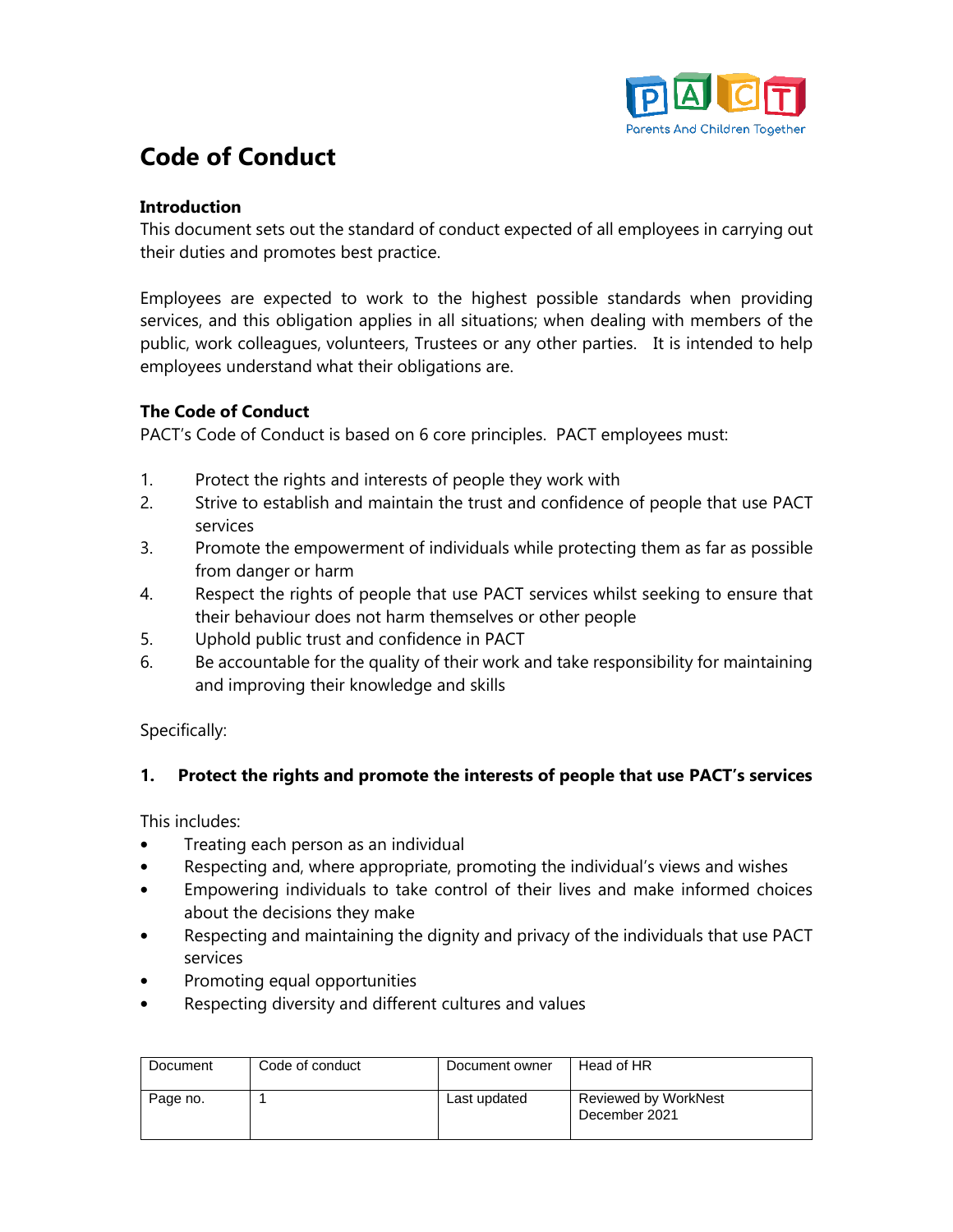# Code of Conduct

**Introduction**

This document sets out the standard of conduct expected of all employees in carrying out their duties and promotes best practice.

Employees are expected to work to the highest possible standards when providing services, and this obligation applies in all situations; when dealing with members of the public, work colleagues, volunteers, Trustees or any other parties. It is intended to help employees understand what their obligations are.

**The Code of Conduct**

PACT's Code of Conduct is based on 6 core principles. PACT employees must:

1. Protect the rights and interests of people they work with
2. Strive to establish and maintain the trust and confidence of people that use PACT services
3. Promote the empowerment of individuals while protecting them as far as possible from danger or harm
4. Respect the rights of people that use PACT services whilst seeking to ensure that their behaviour does not harm themselves or other people
5. Uphold public trust and confidence in PACT
6. Be accountable for the quality of their work and take responsibility for maintaining and improving their knowledge and skills

Specifically:

**1. Protect the rights and promote the interests of people that use PACT's services**

This includes:

- Treating each person as an individual
- Respecting and, where appropriate, promoting the individual's views and wishes
- Empowering individuals to take control of their lives and make informed choices about the decisions they make
- Respecting and maintaining the dignity and privacy of the individuals that use PACT services
- Promoting equal opportunities
- Respecting diversity and different cultures and values

| Document | Code of conduct | Document owner | Head of HR |
|---|---|---|---|
| Page no. | 1 | Last updated | Reviewed by WorkNest December 2021 |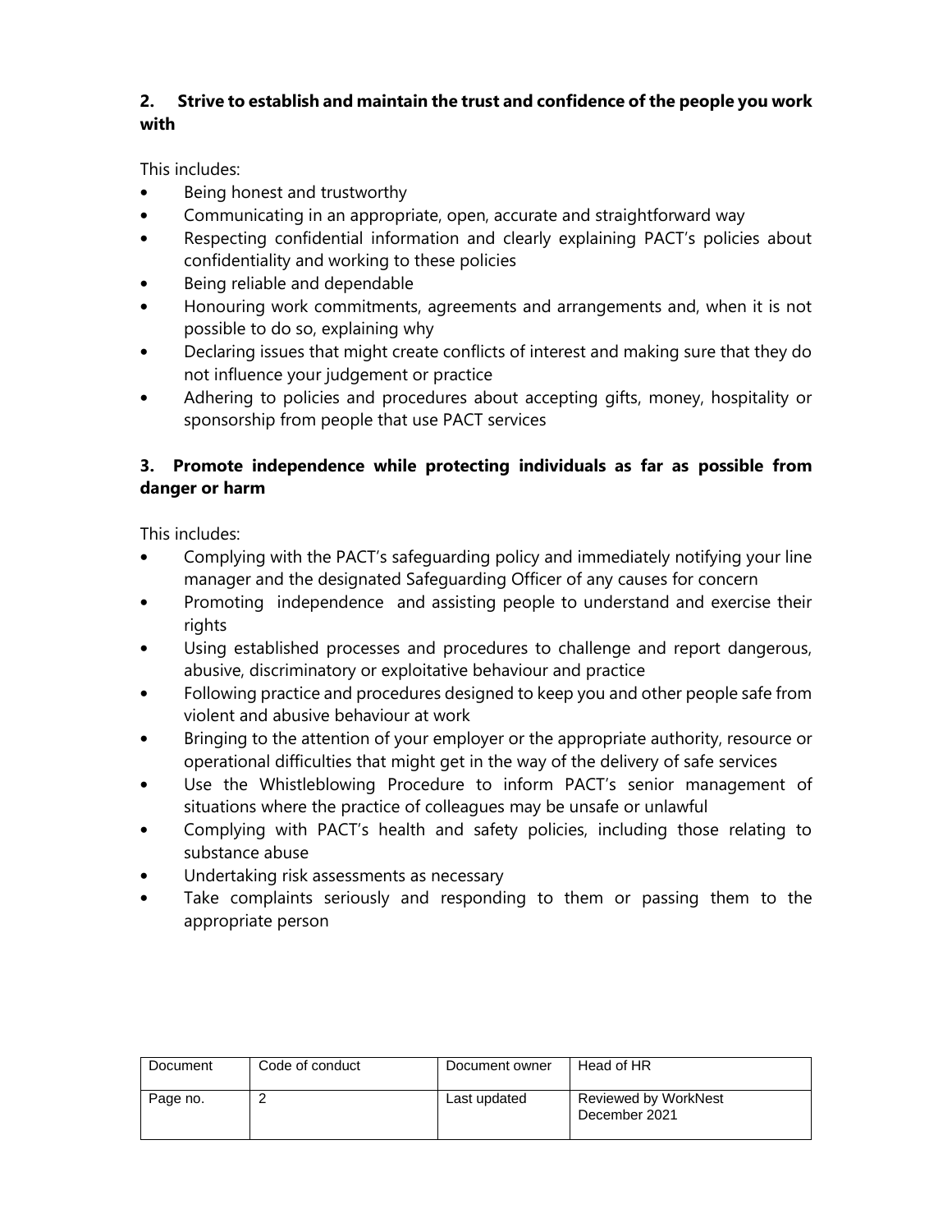## 2. Strive to establish and maintain the trust and confidence of the people you work with

This includes:

- Being honest and trustworthy
- Communicating in an appropriate, open, accurate and straightforward way
- Respecting confidential information and clearly explaining PACT's policies about confidentiality and working to these policies
- Being reliable and dependable
- Honouring work commitments, agreements and arrangements and, when it is not possible to do so, explaining why
- Declaring issues that might create conflicts of interest and making sure that they do not influence your judgement or practice
- Adhering to policies and procedures about accepting gifts, money, hospitality or sponsorship from people that use PACT services

## 3. Promote independence while protecting individuals as far as possible from danger or harm

This includes:

- Complying with the PACT's safeguarding policy and immediately notifying your line manager and the designated Safeguarding Officer of any causes for concern
- Promoting independence and assisting people to understand and exercise their rights
- Using established processes and procedures to challenge and report dangerous, abusive, discriminatory or exploitative behaviour and practice
- Following practice and procedures designed to keep you and other people safe from violent and abusive behaviour at work
- Bringing to the attention of your employer or the appropriate authority, resource or operational difficulties that might get in the way of the delivery of safe services
- Use the Whistleblowing Procedure to inform PACT's senior management of situations where the practice of colleagues may be unsafe or unlawful
- Complying with PACT's health and safety policies, including those relating to substance abuse
- Undertaking risk assessments as necessary
- Take complaints seriously and responding to them or passing them to the appropriate person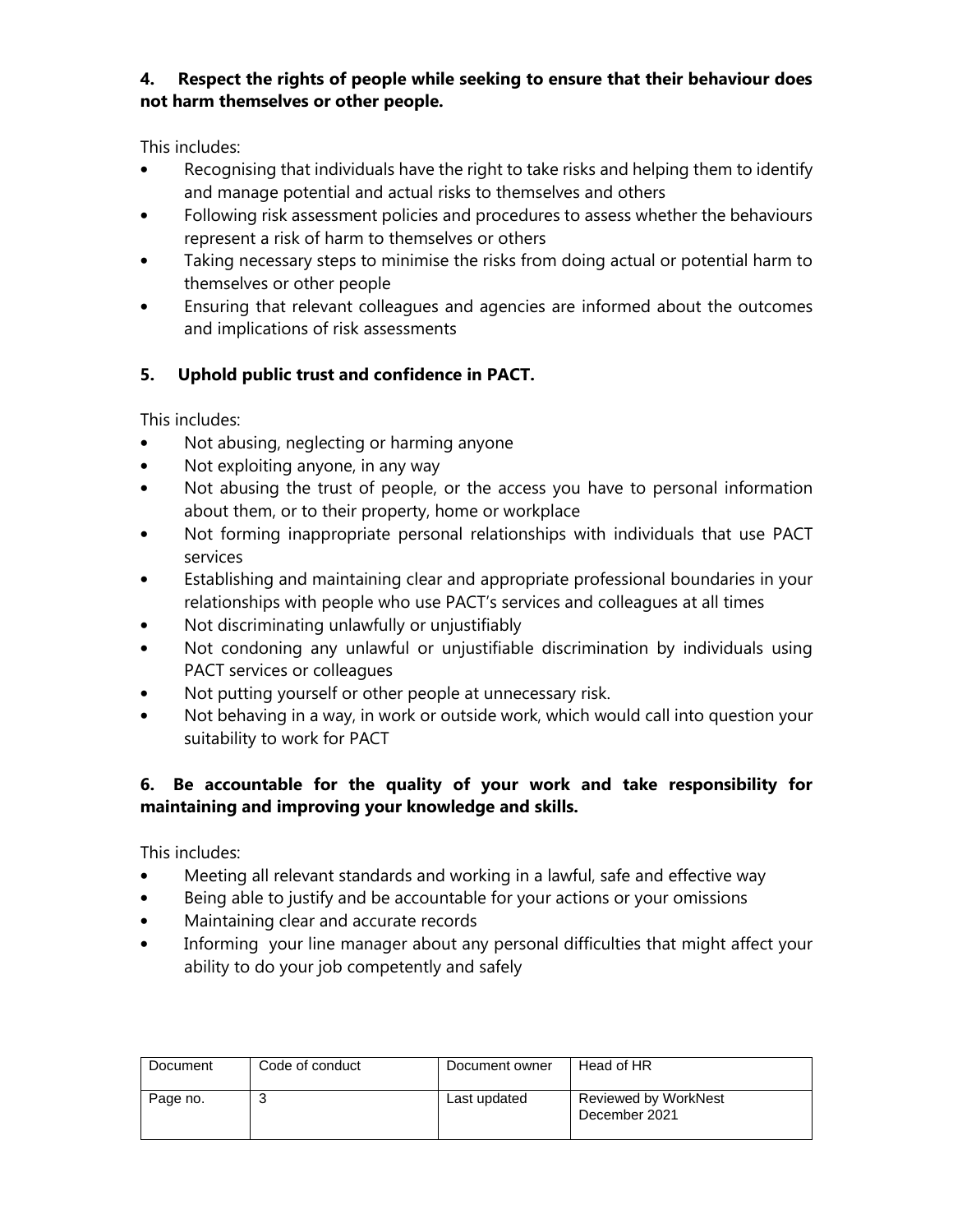**4. Respect the rights of people while seeking to ensure that their behaviour does not harm themselves or other people.**

This includes:

- Recognising that individuals have the right to take risks and helping them to identify and manage potential and actual risks to themselves and others
- Following risk assessment policies and procedures to assess whether the behaviours represent a risk of harm to themselves or others
- Taking necessary steps to minimise the risks from doing actual or potential harm to themselves or other people
- Ensuring that relevant colleagues and agencies are informed about the outcomes and implications of risk assessments

**5. Uphold public trust and confidence in PACT.**

This includes:

- Not abusing, neglecting or harming anyone
- Not exploiting anyone, in any way
- Not abusing the trust of people, or the access you have to personal information about them, or to their property, home or workplace
- Not forming inappropriate personal relationships with individuals that use PACT services
- Establishing and maintaining clear and appropriate professional boundaries in your relationships with people who use PACT's services and colleagues at all times
- Not discriminating unlawfully or unjustifiably
- Not condoning any unlawful or unjustifiable discrimination by individuals using PACT services or colleagues
- Not putting yourself or other people at unnecessary risk.
- Not behaving in a way, in work or outside work, which would call into question your suitability to work for PACT

**6. Be accountable for the quality of your work and take responsibility for maintaining and improving your knowledge and skills.**

This includes:

- Meeting all relevant standards and working in a lawful, safe and effective way
- Being able to justify and be accountable for your actions or your omissions
- Maintaining clear and accurate records
- Informing your line manager about any personal difficulties that might affect your ability to do your job competently and safely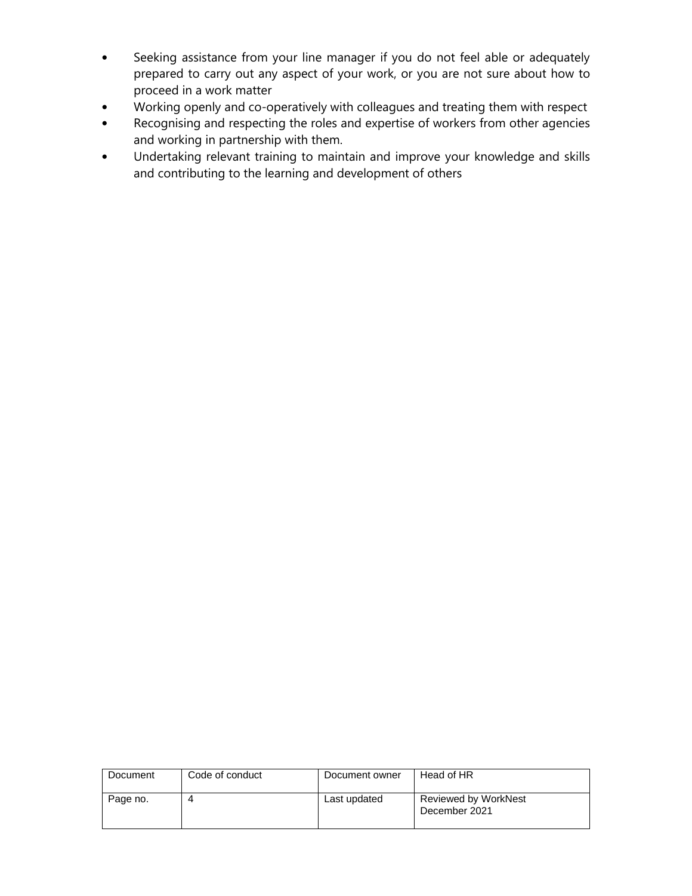- Seeking assistance from your line manager if you do not feel able or adequately prepared to carry out any aspect of your work, or you are not sure about how to proceed in a work matter
- Working openly and co-operatively with colleagues and treating them with respect
- Recognising and respecting the roles and expertise of workers from other agencies and working in partnership with them.
- Undertaking relevant training to maintain and improve your knowledge and skills and contributing to the learning and development of others